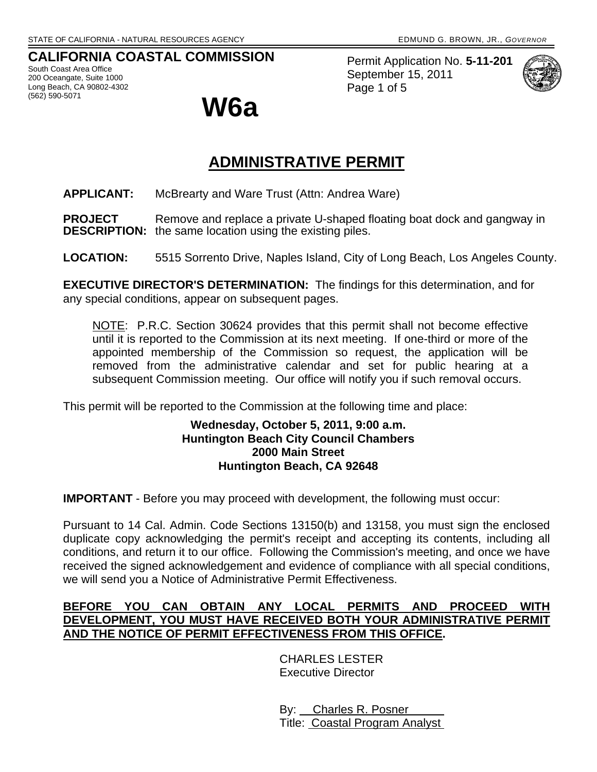STATE OF CALIFORNIA - NATURAL RESOURCES AGENCY

EDMUND G. BROWN, JR., *GOVERNOR*

**CALIFORNIA COASTAL COMMISSION**
South Coast Area Office
200 Oceangate, Suite 1000
Long Beach, CA 90802-4302
(562) 590-5071

Permit Application No. **5-11-201**
September 15, 2011

# W6a

## ADMINISTRATIVE PERMIT

**APPLICANT:** McBrearty and Ware Trust (Attn: Andrea Ware)

**PROJECT DESCRIPTION:** Remove and replace a private U-shaped floating boat dock and gangway in the same location using the existing piles.

**LOCATION:** 5515 Sorrento Drive, Naples Island, City of Long Beach, Los Angeles County.

**EXECUTIVE DIRECTOR'S DETERMINATION:** The findings for this determination, and for any special conditions, appear on subsequent pages.

> NOTE: P.R.C. Section 30624 provides that this permit shall not become effective until it is reported to the Commission at its next meeting. If one-third or more of the appointed membership of the Commission so request, the application will be removed from the administrative calendar and set for public hearing at a subsequent Commission meeting. Our office will notify you if such removal occurs.

This permit will be reported to the Commission at the following time and place:

**Wednesday, October 5, 2011, 9:00 a.m.**
**Huntington Beach City Council Chambers**
**2000 Main Street**
**Huntington Beach, CA 92648**

**IMPORTANT** - Before you may proceed with development, the following must occur:

Pursuant to 14 Cal. Admin. Code Sections 13150(b) and 13158, you must sign the enclosed duplicate copy acknowledging the permit's receipt and accepting its contents, including all conditions, and return it to our office. Following the Commission's meeting, and once we have received the signed acknowledgement and evidence of compliance with all special conditions, we will send you a Notice of Administrative Permit Effectiveness.

**BEFORE YOU CAN OBTAIN ANY LOCAL PERMITS AND PROCEED WITH DEVELOPMENT, YOU MUST HAVE RECEIVED BOTH YOUR ADMINISTRATIVE PERMIT AND THE NOTICE OF PERMIT EFFECTIVENESS FROM THIS OFFICE.**

CHARLES LESTER
Executive Director

By: Charles R. Posner
Title: Coastal Program Analyst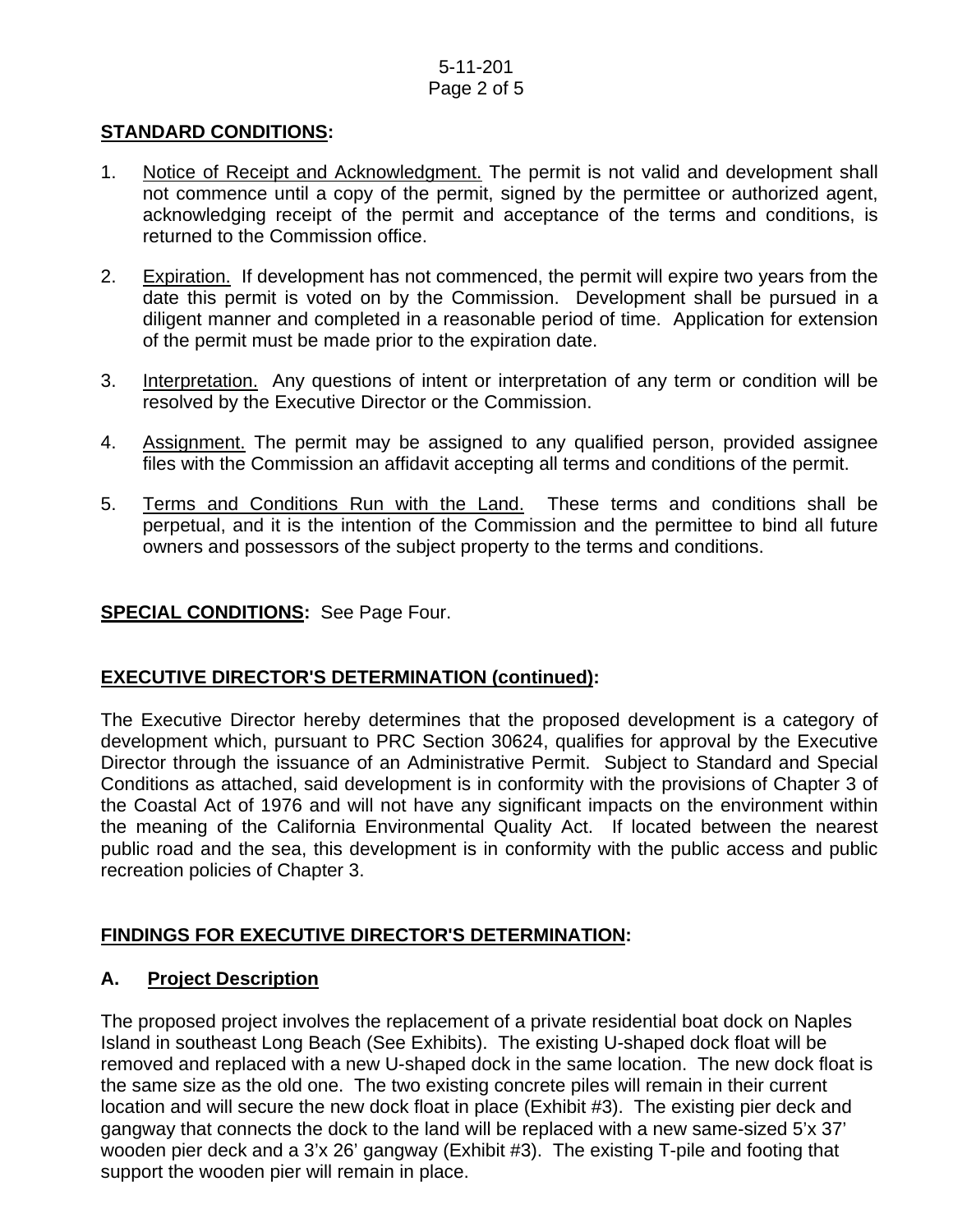## STANDARD CONDITIONS:

1. Notice of Receipt and Acknowledgment. The permit is not valid and development shall not commence until a copy of the permit, signed by the permittee or authorized agent, acknowledging receipt of the permit and acceptance of the terms and conditions, is returned to the Commission office.

2. Expiration. If development has not commenced, the permit will expire two years from the date this permit is voted on by the Commission. Development shall be pursued in a diligent manner and completed in a reasonable period of time. Application for extension of the permit must be made prior to the expiration date.

3. Interpretation. Any questions of intent or interpretation of any term or condition will be resolved by the Executive Director or the Commission.

4. Assignment. The permit may be assigned to any qualified person, provided assignee files with the Commission an affidavit accepting all terms and conditions of the permit.

5. Terms and Conditions Run with the Land. These terms and conditions shall be perpetual, and it is the intention of the Commission and the permittee to bind all future owners and possessors of the subject property to the terms and conditions.

**SPECIAL CONDITIONS:** See Page Four.

## EXECUTIVE DIRECTOR'S DETERMINATION (continued):

The Executive Director hereby determines that the proposed development is a category of development which, pursuant to PRC Section 30624, qualifies for approval by the Executive Director through the issuance of an Administrative Permit. Subject to Standard and Special Conditions as attached, said development is in conformity with the provisions of Chapter 3 of the Coastal Act of 1976 and will not have any significant impacts on the environment within the meaning of the California Environmental Quality Act. If located between the nearest public road and the sea, this development is in conformity with the public access and public recreation policies of Chapter 3.

## FINDINGS FOR EXECUTIVE DIRECTOR'S DETERMINATION:

### A. Project Description

The proposed project involves the replacement of a private residential boat dock on Naples Island in southeast Long Beach (See Exhibits). The existing U-shaped dock float will be removed and replaced with a new U-shaped dock in the same location. The new dock float is the same size as the old one. The two existing concrete piles will remain in their current location and will secure the new dock float in place (Exhibit #3). The existing pier deck and gangway that connects the dock to the land will be replaced with a new same-sized 5'x 37' wooden pier deck and a 3'x 26' gangway (Exhibit #3). The existing T-pile and footing that support the wooden pier will remain in place.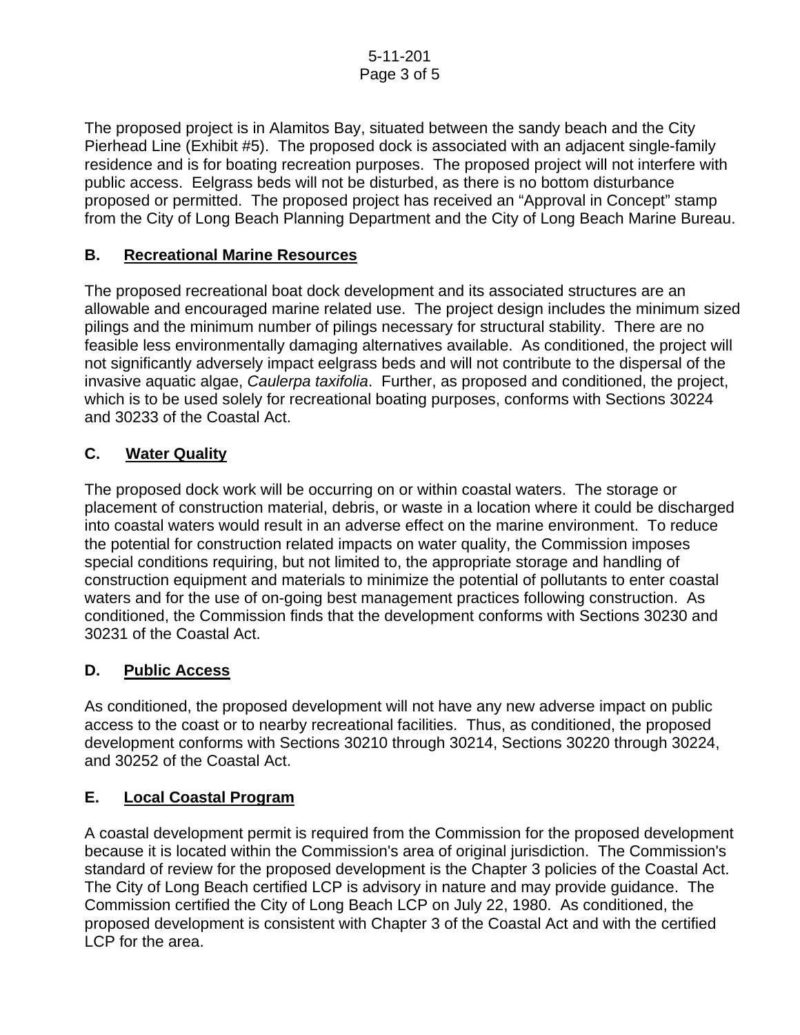The proposed project is in Alamitos Bay, situated between the sandy beach and the City Pierhead Line (Exhibit #5). The proposed dock is associated with an adjacent single-family residence and is for boating recreation purposes. The proposed project will not interfere with public access. Eelgrass beds will not be disturbed, as there is no bottom disturbance proposed or permitted. The proposed project has received an "Approval in Concept" stamp from the City of Long Beach Planning Department and the City of Long Beach Marine Bureau.

## B. Recreational Marine Resources

The proposed recreational boat dock development and its associated structures are an allowable and encouraged marine related use. The project design includes the minimum sized pilings and the minimum number of pilings necessary for structural stability. There are no feasible less environmentally damaging alternatives available. As conditioned, the project will not significantly adversely impact eelgrass beds and will not contribute to the dispersal of the invasive aquatic algae, *Caulerpa taxifolia*. Further, as proposed and conditioned, the project, which is to be used solely for recreational boating purposes, conforms with Sections 30224 and 30233 of the Coastal Act.

## C. Water Quality

The proposed dock work will be occurring on or within coastal waters. The storage or placement of construction material, debris, or waste in a location where it could be discharged into coastal waters would result in an adverse effect on the marine environment. To reduce the potential for construction related impacts on water quality, the Commission imposes special conditions requiring, but not limited to, the appropriate storage and handling of construction equipment and materials to minimize the potential of pollutants to enter coastal waters and for the use of on-going best management practices following construction. As conditioned, the Commission finds that the development conforms with Sections 30230 and 30231 of the Coastal Act.

## D. Public Access

As conditioned, the proposed development will not have any new adverse impact on public access to the coast or to nearby recreational facilities. Thus, as conditioned, the proposed development conforms with Sections 30210 through 30214, Sections 30220 through 30224, and 30252 of the Coastal Act.

## E. Local Coastal Program

A coastal development permit is required from the Commission for the proposed development because it is located within the Commission's area of original jurisdiction. The Commission's standard of review for the proposed development is the Chapter 3 policies of the Coastal Act. The City of Long Beach certified LCP is advisory in nature and may provide guidance. The Commission certified the City of Long Beach LCP on July 22, 1980. As conditioned, the proposed development is consistent with Chapter 3 of the Coastal Act and with the certified LCP for the area.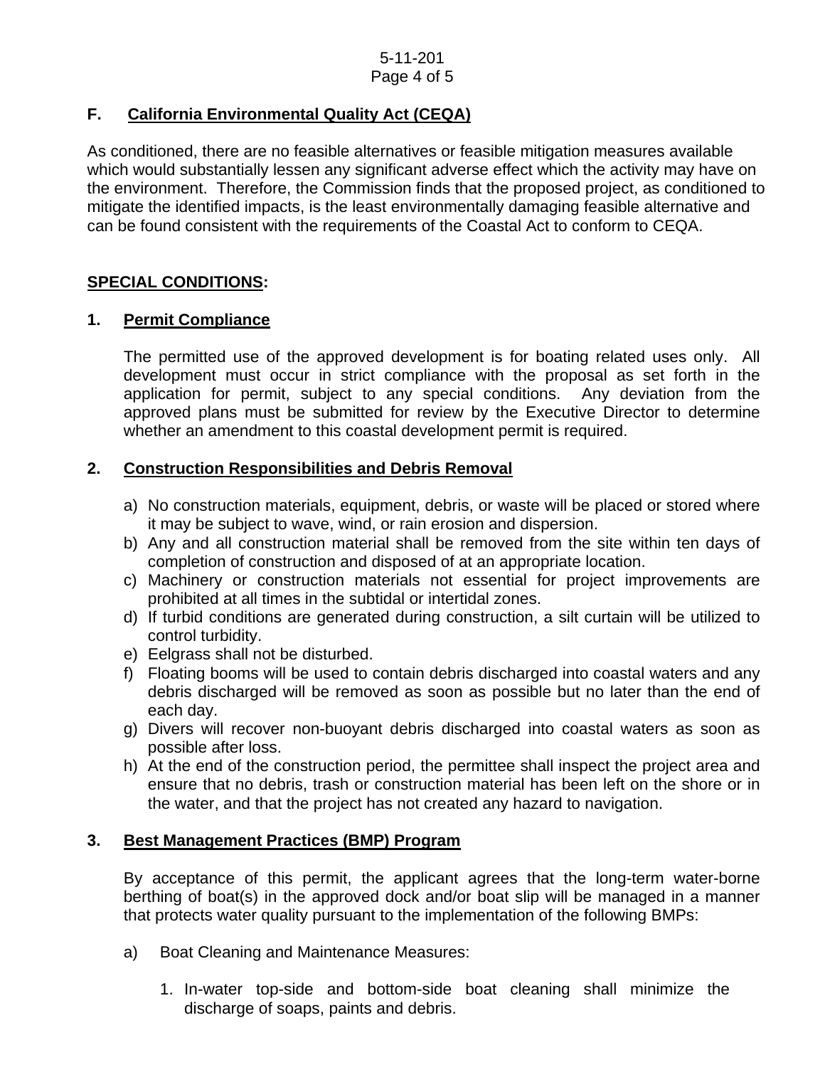## F. California Environmental Quality Act (CEQA)

As conditioned, there are no feasible alternatives or feasible mitigation measures available which would substantially lessen any significant adverse effect which the activity may have on the environment. Therefore, the Commission finds that the proposed project, as conditioned to mitigate the identified impacts, is the least environmentally damaging feasible alternative and can be found consistent with the requirements of the Coastal Act to conform to CEQA.

## SPECIAL CONDITIONS:

### 1. Permit Compliance

The permitted use of the approved development is for boating related uses only. All development must occur in strict compliance with the proposal as set forth in the application for permit, subject to any special conditions. Any deviation from the approved plans must be submitted for review by the Executive Director to determine whether an amendment to this coastal development permit is required.

### 2. Construction Responsibilities and Debris Removal

a) No construction materials, equipment, debris, or waste will be placed or stored where it may be subject to wave, wind, or rain erosion and dispersion.
b) Any and all construction material shall be removed from the site within ten days of completion of construction and disposed of at an appropriate location.
c) Machinery or construction materials not essential for project improvements are prohibited at all times in the subtidal or intertidal zones.
d) If turbid conditions are generated during construction, a silt curtain will be utilized to control turbidity.
e) Eelgrass shall not be disturbed.
f) Floating booms will be used to contain debris discharged into coastal waters and any debris discharged will be removed as soon as possible but no later than the end of each day.
g) Divers will recover non-buoyant debris discharged into coastal waters as soon as possible after loss.
h) At the end of the construction period, the permittee shall inspect the project area and ensure that no debris, trash or construction material has been left on the shore or in the water, and that the project has not created any hazard to navigation.

### 3. Best Management Practices (BMP) Program

By acceptance of this permit, the applicant agrees that the long-term water-borne berthing of boat(s) in the approved dock and/or boat slip will be managed in a manner that protects water quality pursuant to the implementation of the following BMPs:

a) Boat Cleaning and Maintenance Measures:

1. In-water top-side and bottom-side boat cleaning shall minimize the discharge of soaps, paints and debris.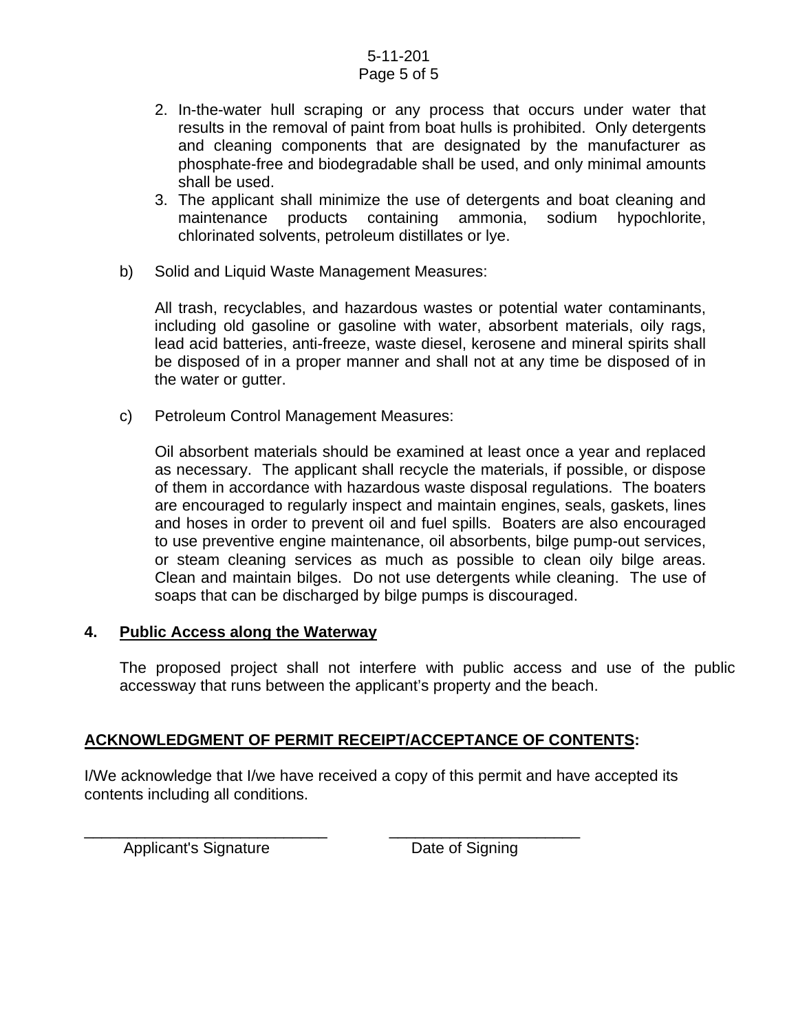2. In-the-water hull scraping or any process that occurs under water that results in the removal of paint from boat hulls is prohibited. Only detergents and cleaning components that are designated by the manufacturer as phosphate-free and biodegradable shall be used, and only minimal amounts shall be used.
3. The applicant shall minimize the use of detergents and boat cleaning and maintenance products containing ammonia, sodium hypochlorite, chlorinated solvents, petroleum distillates or lye.

b) Solid and Liquid Waste Management Measures:

All trash, recyclables, and hazardous wastes or potential water contaminants, including old gasoline or gasoline with water, absorbent materials, oily rags, lead acid batteries, anti-freeze, waste diesel, kerosene and mineral spirits shall be disposed of in a proper manner and shall not at any time be disposed of in the water or gutter.

c) Petroleum Control Management Measures:

Oil absorbent materials should be examined at least once a year and replaced as necessary. The applicant shall recycle the materials, if possible, or dispose of them in accordance with hazardous waste disposal regulations. The boaters are encouraged to regularly inspect and maintain engines, seals, gaskets, lines and hoses in order to prevent oil and fuel spills. Boaters are also encouraged to use preventive engine maintenance, oil absorbents, bilge pump-out services, or steam cleaning services as much as possible to clean oily bilge areas. Clean and maintain bilges. Do not use detergents while cleaning. The use of soaps that can be discharged by bilge pumps is discouraged.

**4. <u>Public Access along the Waterway</u>**

The proposed project shall not interfere with public access and use of the public accessway that runs between the applicant's property and the beach.

**<u>ACKNOWLEDGMENT OF PERMIT RECEIPT/ACCEPTANCE OF CONTENTS</u>:**

I/We acknowledge that I/we have received a copy of this permit and have accepted its contents including all conditions.

\_\_\_\_\_\_\_\_\_\_\_\_\_\_\_\_\_\_\_\_\_\_\_\_\_\_\_\_\_ \_\_\_\_\_\_\_\_\_\_\_\_\_\_\_\_\_\_\_\_\_\_\_

Applicant's Signature Date of Signing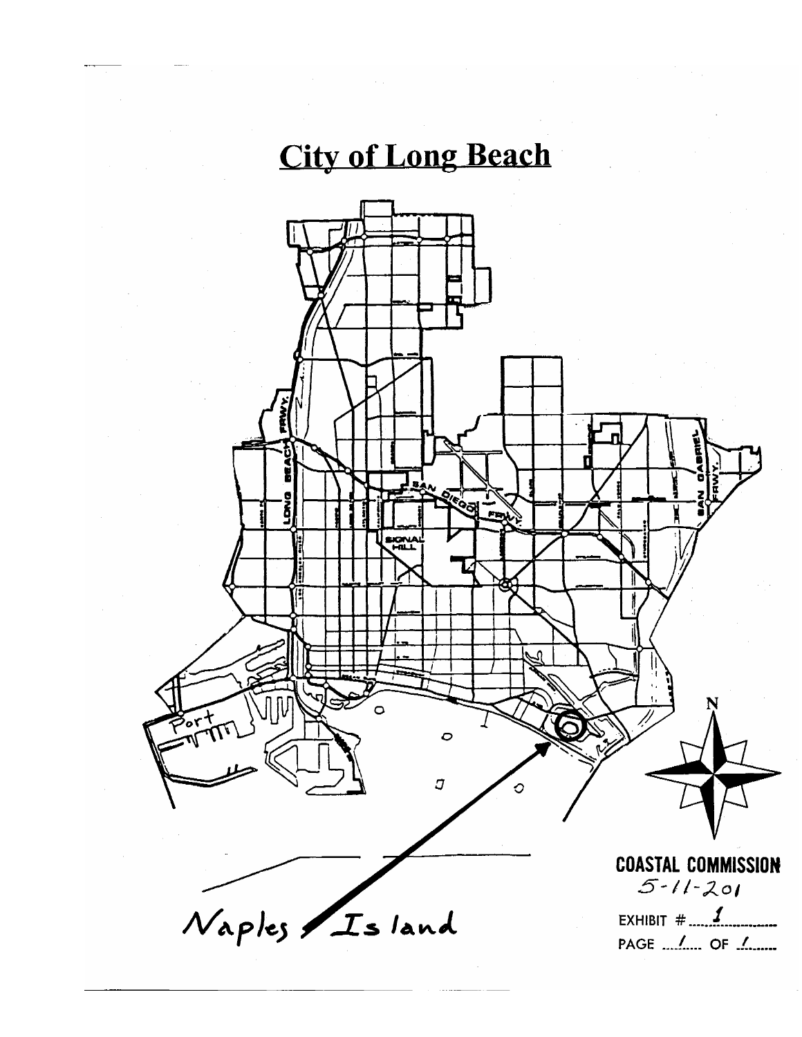# City of Long Beach

Port

LONG BEACH FRWY.

SAN DIEGO FRWY.

SIGNAL HILL

SAN GABRIEL FRWY.

N

Naples Island

COASTAL COMMISSION

5-11-201

EXHIBIT # 1

PAGE 1 OF 1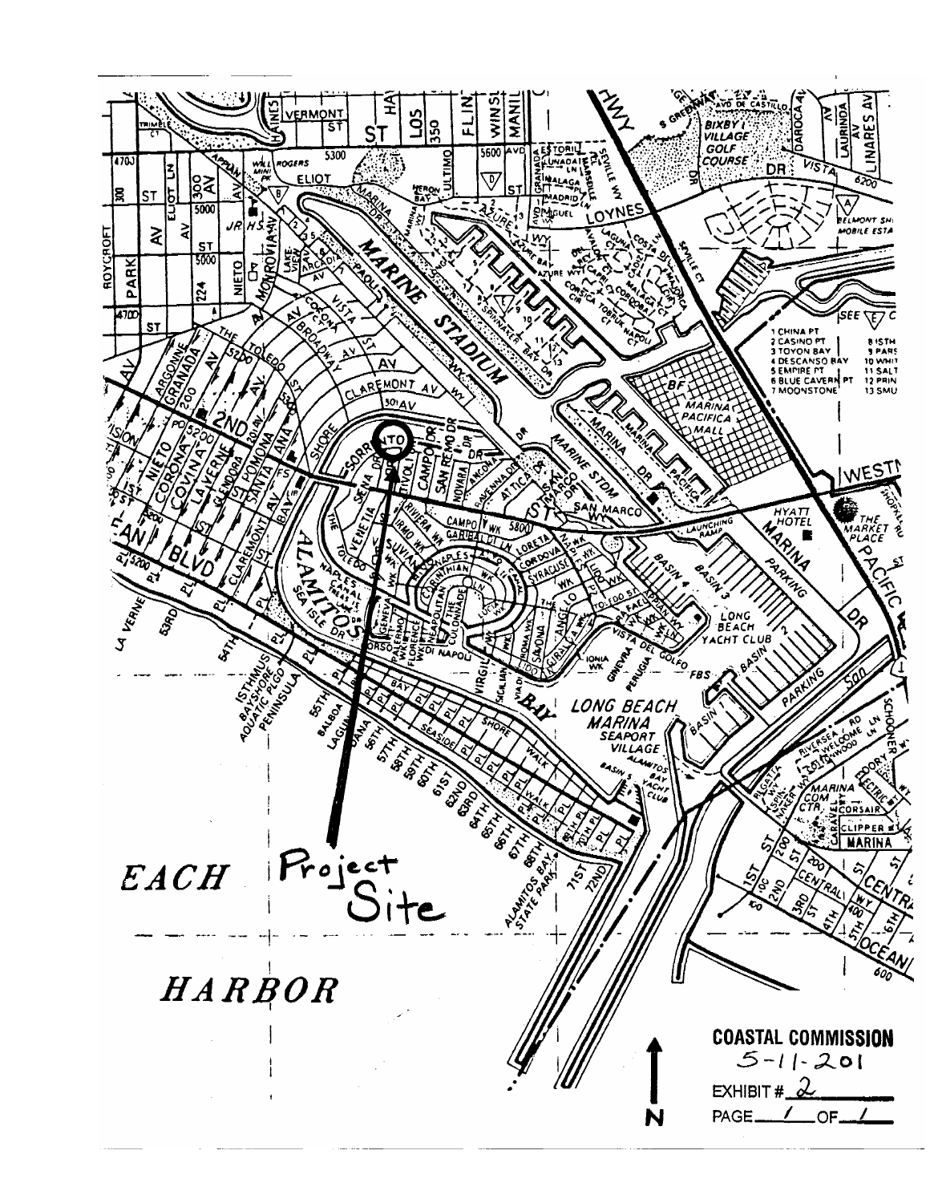Project Site

EACH

HARBOR

**COASTAL COMMISSION**
5-11-201
EXHIBIT # 2
PAGE 1 OF 1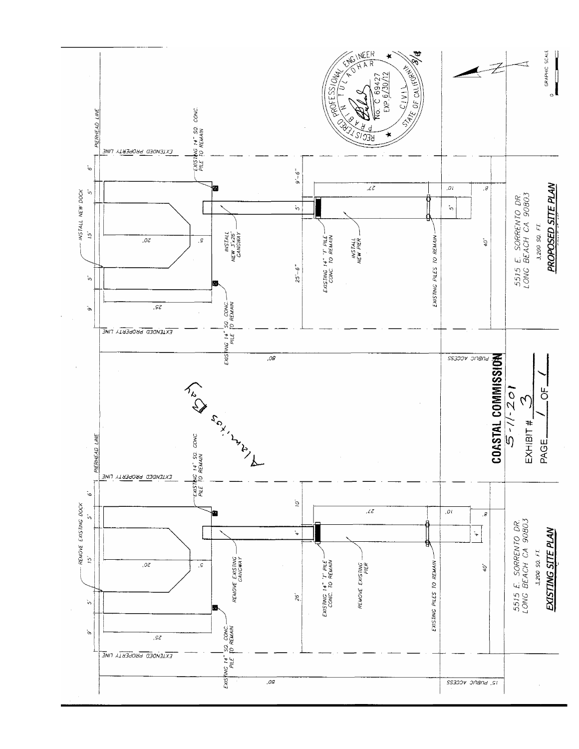PROPOSED SITE PLAN

5515 E. SORRENTO DR
LONG BEACH CA 90803

3,200 SQ. FT.

PIERHEAD LINE

EXTENDED PROPERTY LINE

INSTALL NEW DOCK

EXISTING 14" SQ. CONC. PILE TO REMAIN

INSTALL NEW 3'x26' GANGWAY

EXISTING 14" 'T' PILE CONC. TO REMAIN

INSTALL NEW PIER

EXISTING PILES TO REMAIN

6' 5' 15' 5' 9'

20' 5' 25'

9'-6" 25'-6" 5'

27' 10' 8' 5' 40'

80'

PUBLIC ACCESS

Alamitos Bay

COASTAL COMMISSION

5-11-201

EXHIBIT # 3

PAGE 1 OF 1

EXISTING SITE PLAN

5515 E. SORRENTO DR.
LONG BEACH CA 90803

3,200 SQ. FT.

PIERHEAD LINE

EXTENDED PROPERTY LINE

REMOVE EXISTING DOCK

EXISTING 14" SQ. CONC. PILE TO REMAIN

REMOVE EXISTING GANGWAY

EXISTING 14" 'T' PILE CONC. TO REMAIN

REMOVE EXISTING PIER

EXISTING PILES TO REMAIN

6' 5' 15' 5' 9'

20' 5' 25'

10' 26' 4'

27' 10' 8' 4' 40'

80'

15' PUBLIC ACCESS

REGISTERED PROFESSIONAL ENGINEER
PRABIN TULADHAR
No. C 69427
EXP. 6/30/12
CIVIL
STATE OF CALIFORNIA

GRAPHIC SCALE
0